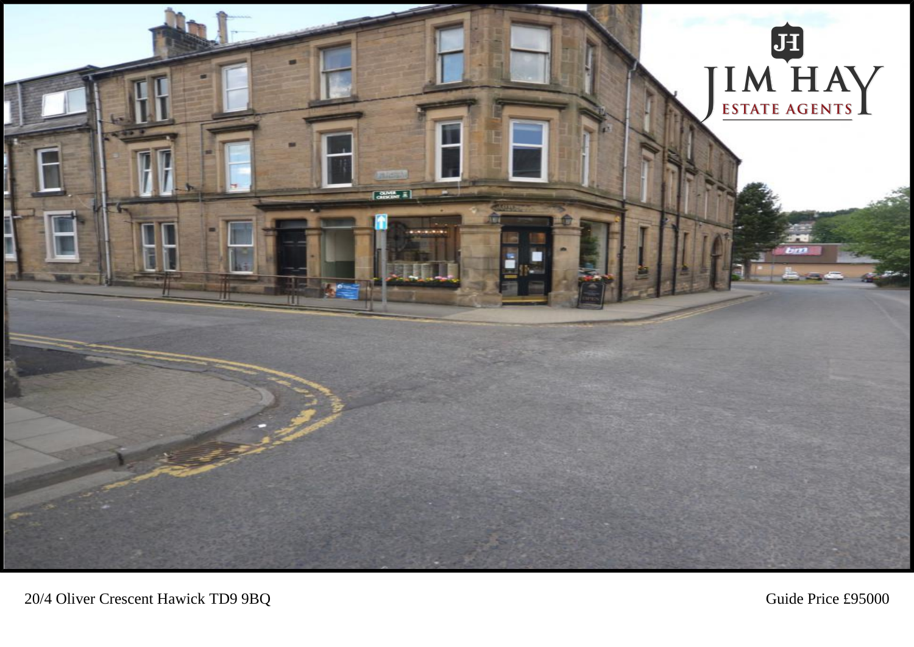20/4 Oliver Crescent Hawick TD9 9BQ

Guide Price £95000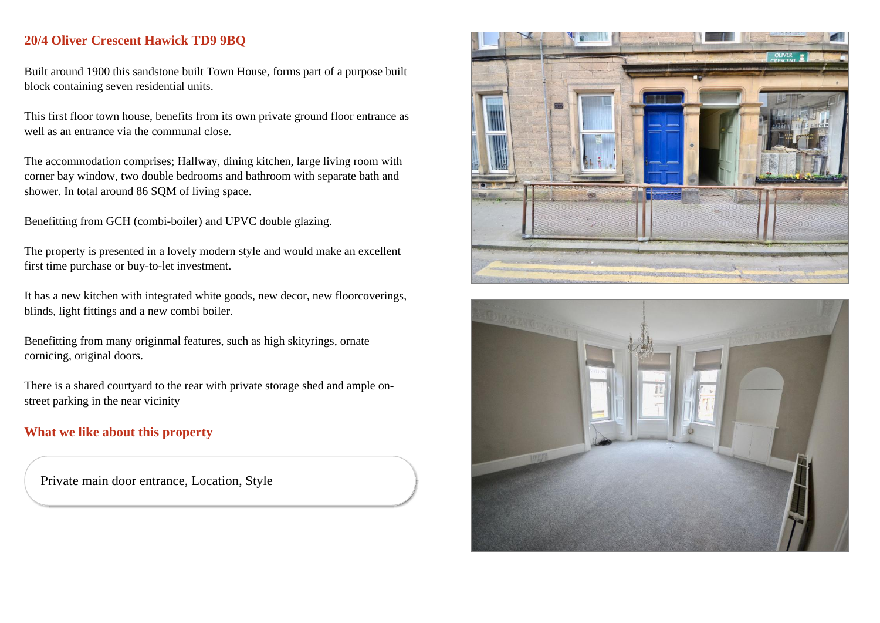## 20/4 Oliver Crescent Hawick TD9 9BQ

Built around 1900 this sandstone built Town House, forms part of a purpose built block containing seven residential units.

This first floor town house, benefits from its own private ground floor entrance as well as an entrance via the communal close.

The accommodation comprises; Hallway, dining kitchen, large living room with corner bay window, two double bedrooms and bathroom with separate bath and shower. In total around 86 SQM of living space.

Benefitting from GCH (combi-boiler) and UPVC double glazing.

The property is presented in a lovely modern style and would make an excellent first time purchase or buy-to-let investment.

It has a new kitchen with integrated white goods, new decor, new floorcoverings, blinds, light fittings and a new combi boiler.

Benefitting from many originmal features, such as high skityrings, ornate cornicing, original doors.

There is a shared courtyard to the rear with private storage shed and ample on-street parking in the near vicinity

## What we like about this property

Private main door entrance, Location, Style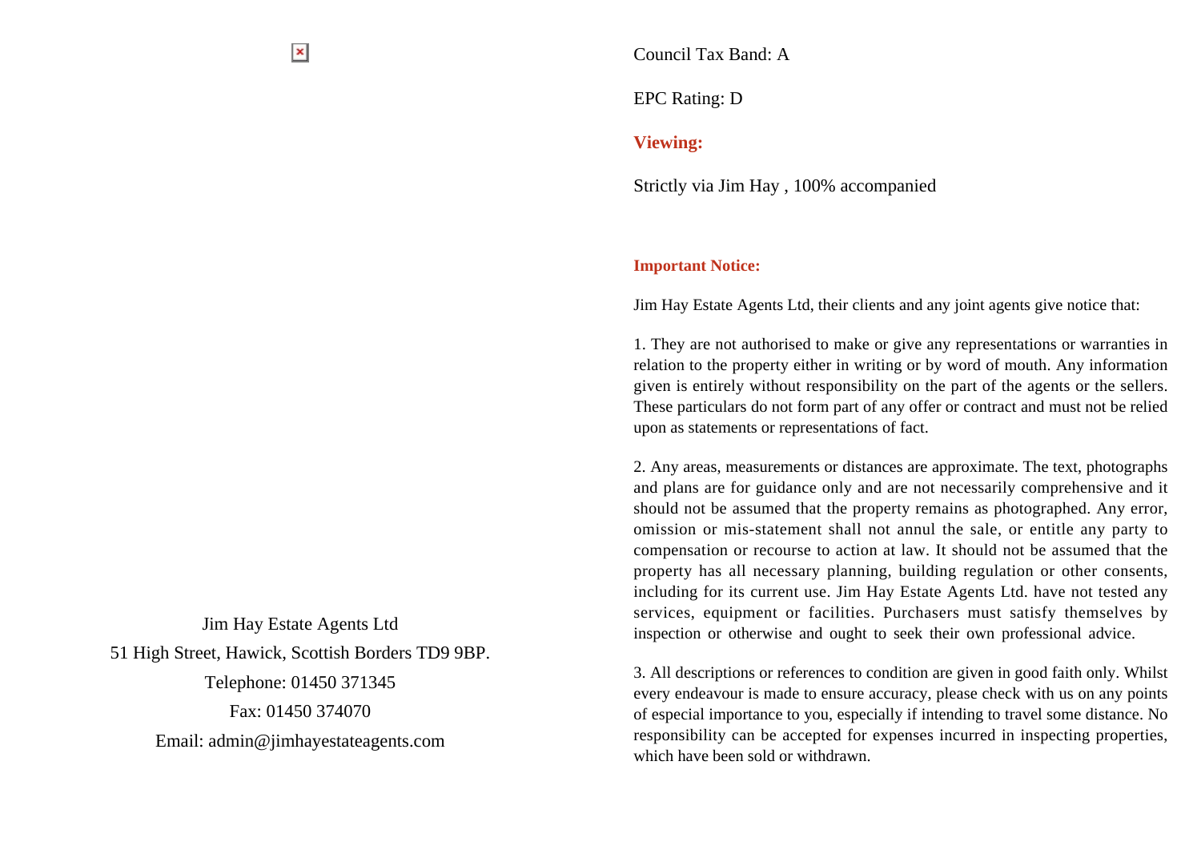Jim Hay Estate Agents Ltd

51 High Street, Hawick, Scottish Borders TD9 9BP.

Telephone: 01450 371345

Fax: 01450 374070

Email: admin@jimhayestateagents.com

Council Tax Band: A

EPC Rating: D

**Viewing:**

Strictly via Jim Hay , 100% accompanied

**Important Notice:**

Jim Hay Estate Agents Ltd, their clients and any joint agents give notice that:

1. They are not authorised to make or give any representations or warranties in relation to the property either in writing or by word of mouth. Any information given is entirely without responsibility on the part of the agents or the sellers. These particulars do not form part of any offer or contract and must not be relied upon as statements or representations of fact.

2. Any areas, measurements or distances are approximate. The text, photographs and plans are for guidance only and are not necessarily comprehensive and it should not be assumed that the property remains as photographed. Any error, omission or mis-statement shall not annul the sale, or entitle any party to compensation or recourse to action at law. It should not be assumed that the property has all necessary planning, building regulation or other consents, including for its current use. Jim Hay Estate Agents Ltd. have not tested any services, equipment or facilities. Purchasers must satisfy themselves by inspection or otherwise and ought to seek their own professional advice.

3. All descriptions or references to condition are given in good faith only. Whilst every endeavour is made to ensure accuracy, please check with us on any points of especial importance to you, especially if intending to travel some distance. No responsibility can be accepted for expenses incurred in inspecting properties, which have been sold or withdrawn.